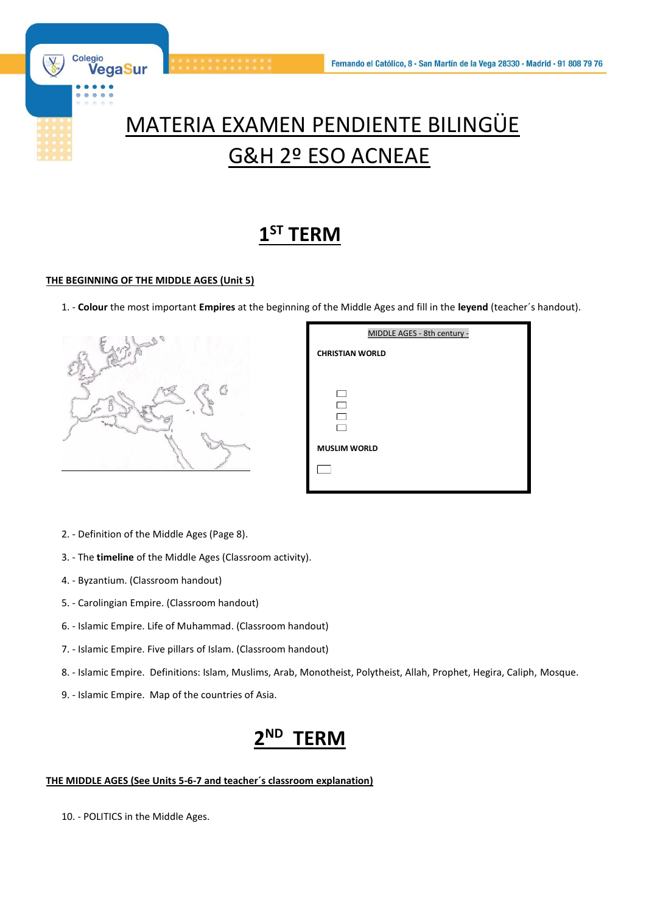# MATERIA EXAMEN PENDIENTE BILINGÜE G&H 2º ESO ACNEAE

## 1ST TERM

**THE BEGINNING OF THE MIDDLE AGES (Unit 5)**

1. - **Colour** the most important **Empires** at the beginning of the Middle Ages and fill in the **leyend** (teacher´s handout).

MIDDLE AGES - 8th century -

**CHRISTIAN WORLD**

- ☐
- ☐
- ☐
- ☐

**MUSLIM WORLD**

- ☐

2. - Definition of the Middle Ages (Page 8).
3. - The **timeline** of the Middle Ages (Classroom activity).
4. - Byzantium. (Classroom handout)
5. - Carolingian Empire. (Classroom handout)
6. - Islamic Empire. Life of Muhammad. (Classroom handout)
7. - Islamic Empire. Five pillars of Islam. (Classroom handout)
8. - Islamic Empire. Definitions: Islam, Muslims, Arab, Monotheist, Polytheist, Allah, Prophet, Hegira, Caliph, Mosque.
9. - Islamic Empire. Map of the countries of Asia.

## 2ND TERM

**THE MIDDLE AGES (See Units 5-6-7 and teacher´s classroom explanation)**

10. - POLITICS in the Middle Ages.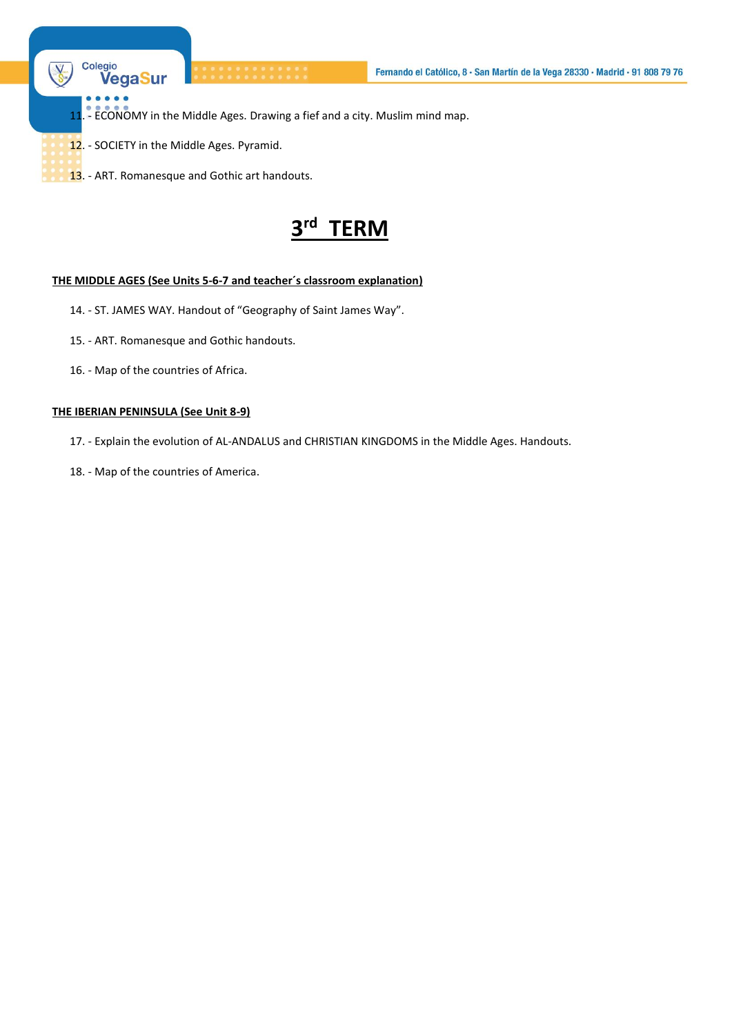11. - ECONOMY in the Middle Ages. Drawing a fief and a city. Muslim mind map.

12. - SOCIETY in the Middle Ages. Pyramid.

13. - ART. Romanesque and Gothic art handouts.

# 3rd TERM

**THE MIDDLE AGES (See Units 5-6-7 and teacher´s classroom explanation)**

14. - ST. JAMES WAY. Handout of “Geography of Saint James Way”.

15. - ART. Romanesque and Gothic handouts.

16. - Map of the countries of Africa.

**THE IBERIAN PENINSULA (See Unit 8-9)**

17. - Explain the evolution of AL-ANDALUS and CHRISTIAN KINGDOMS in the Middle Ages. Handouts.

18. - Map of the countries of America.